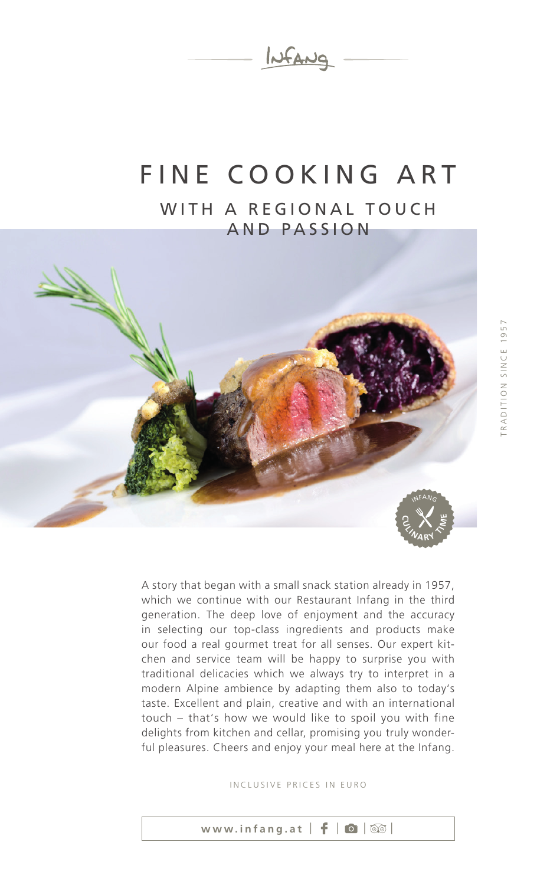Infang

# FINE COOKING ART

## WITH A REGIONAL TOUCH AND PASSION

TRADITION SINCE 1957

A story that began with a small snack station already in 1957, which we continue with our Restaurant Infang in the third generation. The deep love of enjoyment and the accuracy in selecting our top-class ingredients and products make our food a real gourmet treat for all senses. Our expert kitchen and service team will be happy to surprise you with traditional delicacies which we always try to interpret in a modern Alpine ambience by adapting them also to today's taste. Excellent and plain, creative and with an international touch – that's how we would like to spoil you with fine delights from kitchen and cellar, promising you truly wonderful pleasures. Cheers and enjoy your meal here at the Infang.

INCLUSIVE PRICES IN EURO

www.infang.at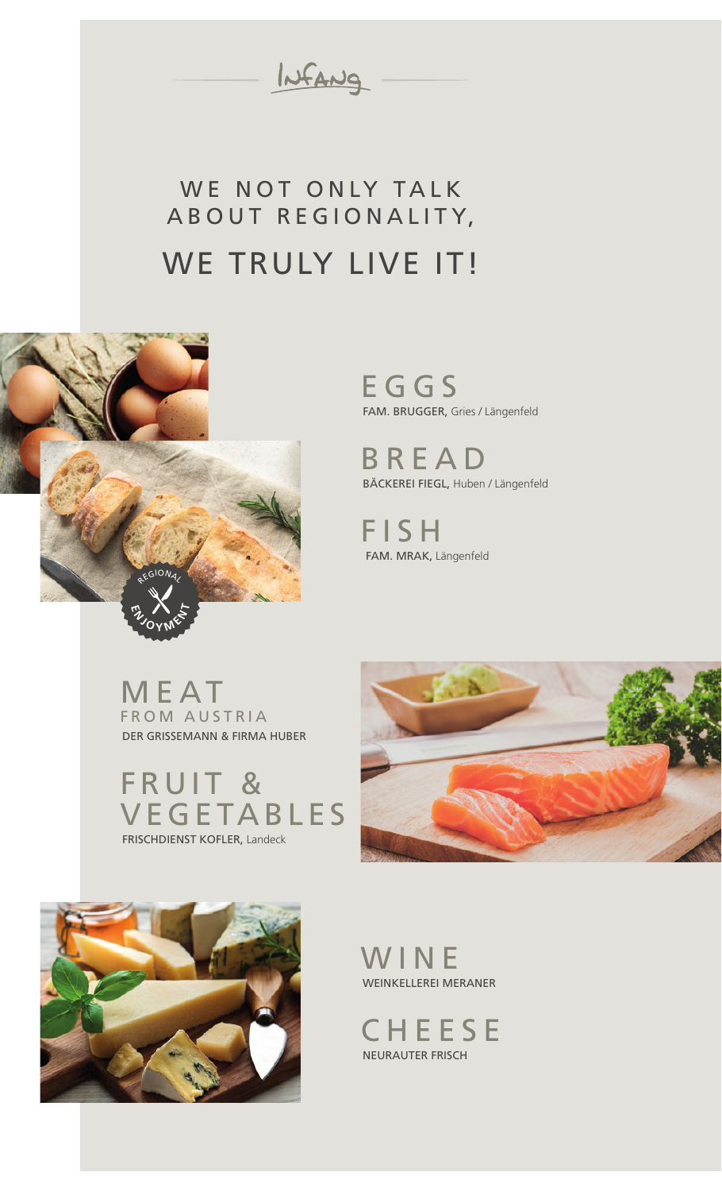Infang

# WE NOT ONLY TALK ABOUT REGIONALITY,

# WE TRULY LIVE IT!

## EGGS
FAM. BRUGGER, Gries / Längenfeld

## BREAD
BÄCKEREI FIEGL, Huben / Längenfeld

## FISH
FAM. MRAK, Längenfeld

## MEAT
FROM AUSTRIA
DER GRISSEMANN & FIRMA HUBER

## FRUIT & VEGETABLES
FRISCHDIENST KOFLER, Landeck

## WINE
WEINKELLEREI MERANER

## CHEESE
NEURAUTER FRISCH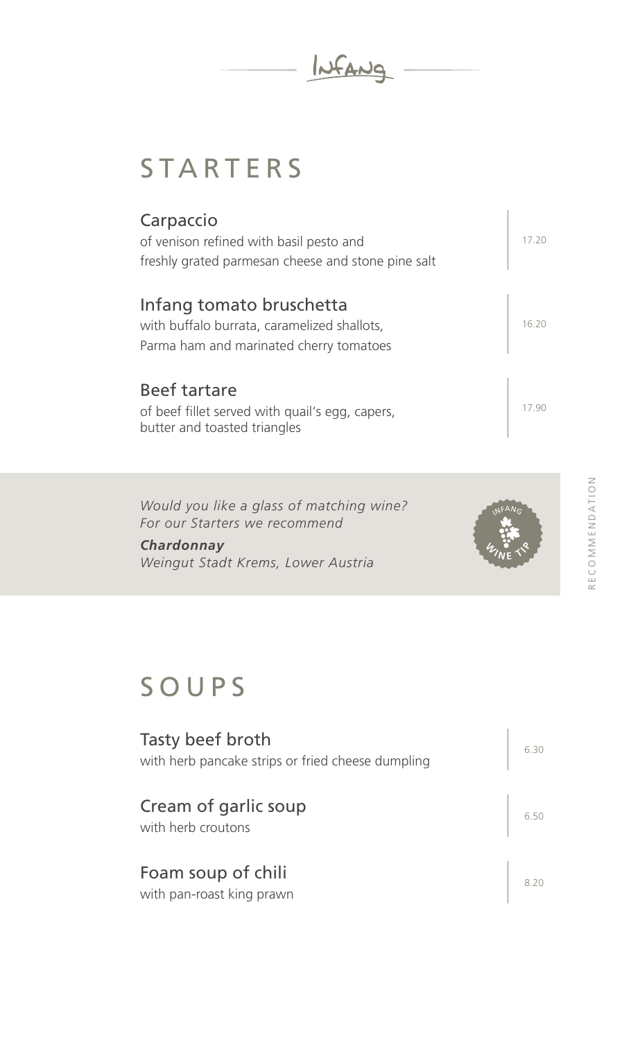# STARTERS

### Carpaccio
of venison refined with basil pesto and
freshly grated parmesan cheese and stone pine salt

17.20

### Infang tomato bruschetta
with buffalo burrata, caramelized shallots,
Parma ham and marinated cherry tomatoes

16.20

### Beef tartare
of beef fillet served with quail's egg, capers,
butter and toasted triangles

17.90

*Would you like a glass of matching wine?*
*For our Starters we recommend*

***Chardonnay***
*Weingut Stadt Krems, Lower Austria*

INFANG WINE TIP

RECOMMENDATION

# SOUPS

### Tasty beef broth
with herb pancake strips or fried cheese dumpling

6.30

### Cream of garlic soup
with herb croutons

6.50

### Foam soup of chili
with pan-roast king prawn

8.20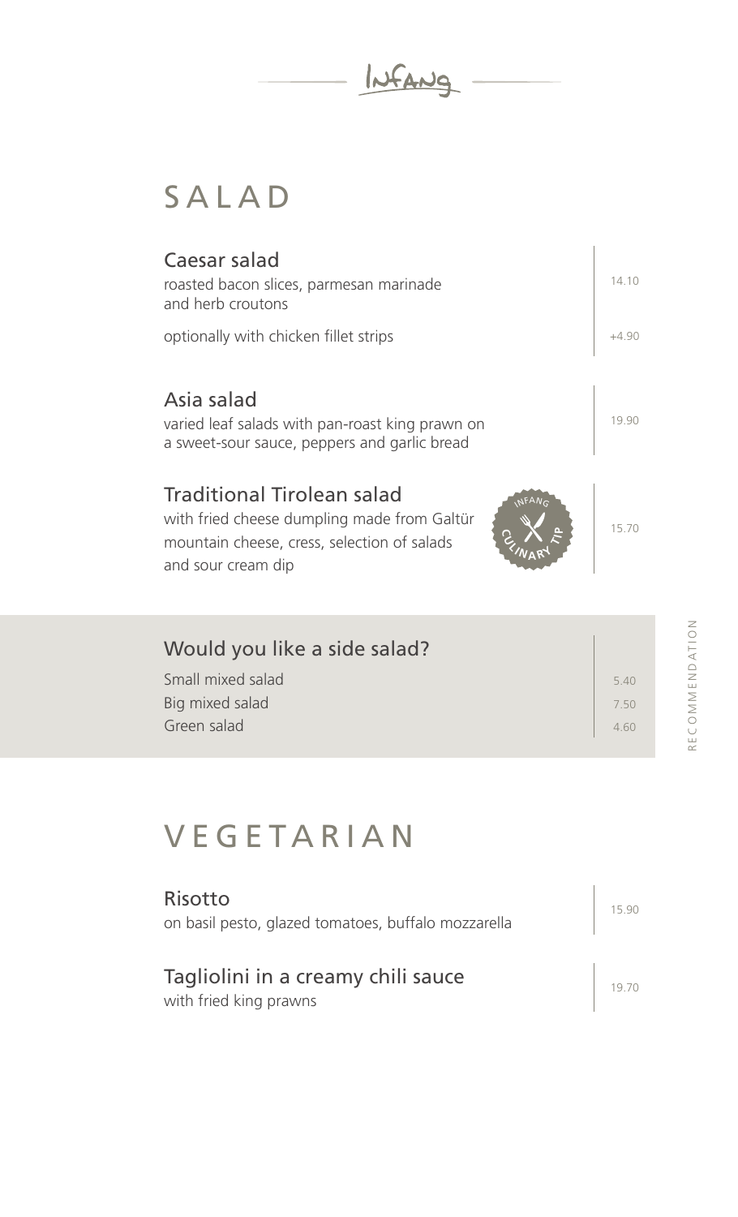# SALAD

### Caesar salad
roasted bacon slices, parmesan marinade and herb croutons — 14.10

optionally with chicken fillet strips — +4.90

### Asia salad
varied leaf salads with pan-roast king prawn on a sweet-sour sauce, peppers and garlic bread — 19.90

### Traditional Tirolean salad
with fried cheese dumpling made from Galtür mountain cheese, cress, selection of salads and sour cream dip — 15.70

INFANG CULINARY TIP

### Would you like a side salad?

| Item | Price |
|---|---|
| Small mixed salad | 5.40 |
| Big mixed salad | 7.50 |
| Green salad | 4.60 |

RECOMMENDATION

# VEGETARIAN

### Risotto
on basil pesto, glazed tomatoes, buffalo mozzarella — 15.90

### Tagliolini in a creamy chili sauce
with fried king prawns — 19.70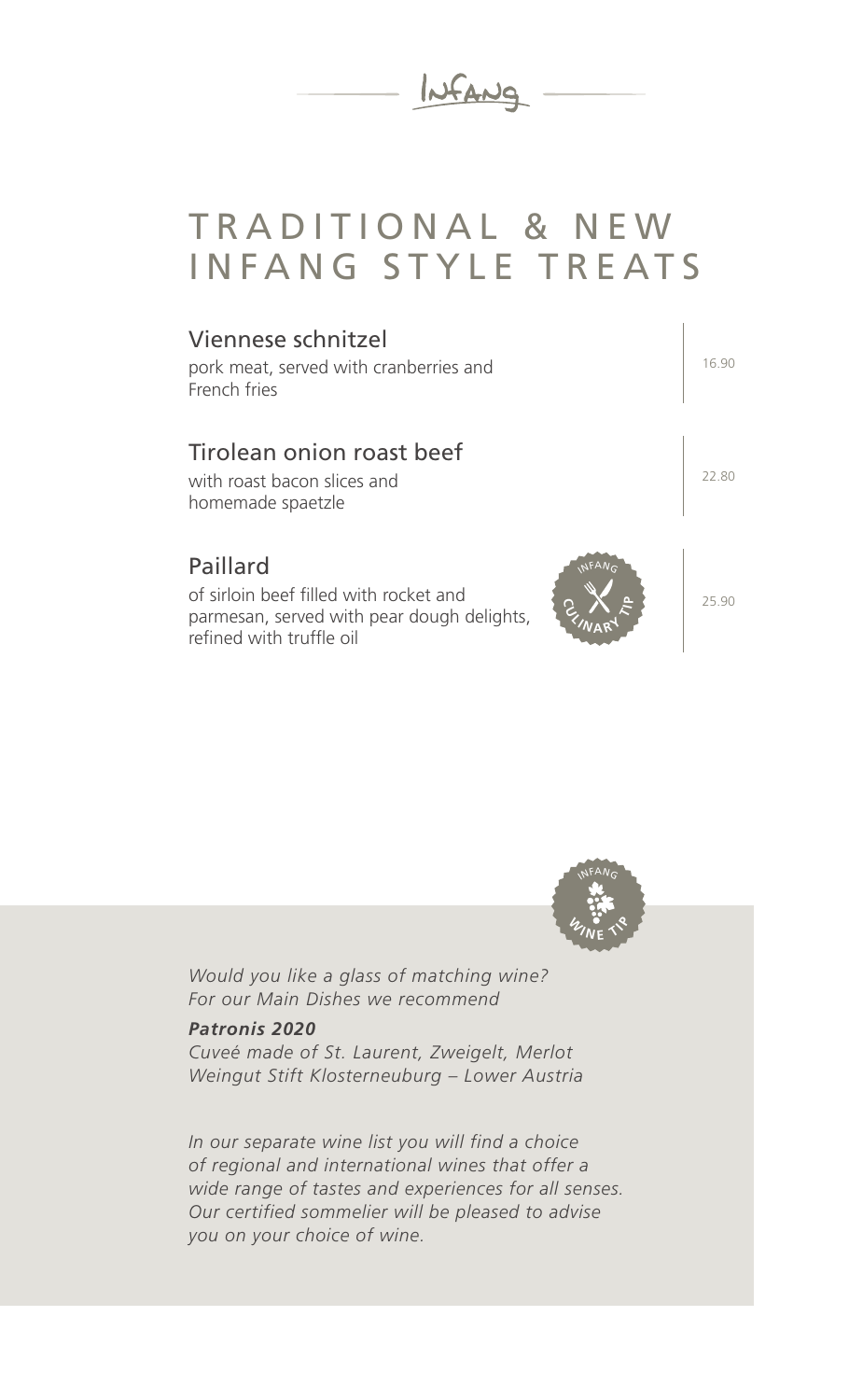Infang

# TRADITIONAL & NEW INFANG STYLE TREATS

## Viennese schnitzel

pork meat, served with cranberries and French fries

16.90

## Tirolean onion roast beef

with roast bacon slices and homemade spaetzle

22.80

## Paillard

of sirloin beef filled with rocket and parmesan, served with pear dough delights, refined with truffle oil

INFANG CULINARY TIP

25.90

INFANG WINE TIP

*Would you like a glass of matching wine?*
*For our Main Dishes we recommend*

***Patronis 2020***
*Cuveé made of St. Laurent, Zweigelt, Merlot*
*Weingut Stift Klosterneuburg – Lower Austria*

*In our separate wine list you will find a choice of regional and international wines that offer a wide range of tastes and experiences for all senses. Our certified sommelier will be pleased to advise you on your choice of wine.*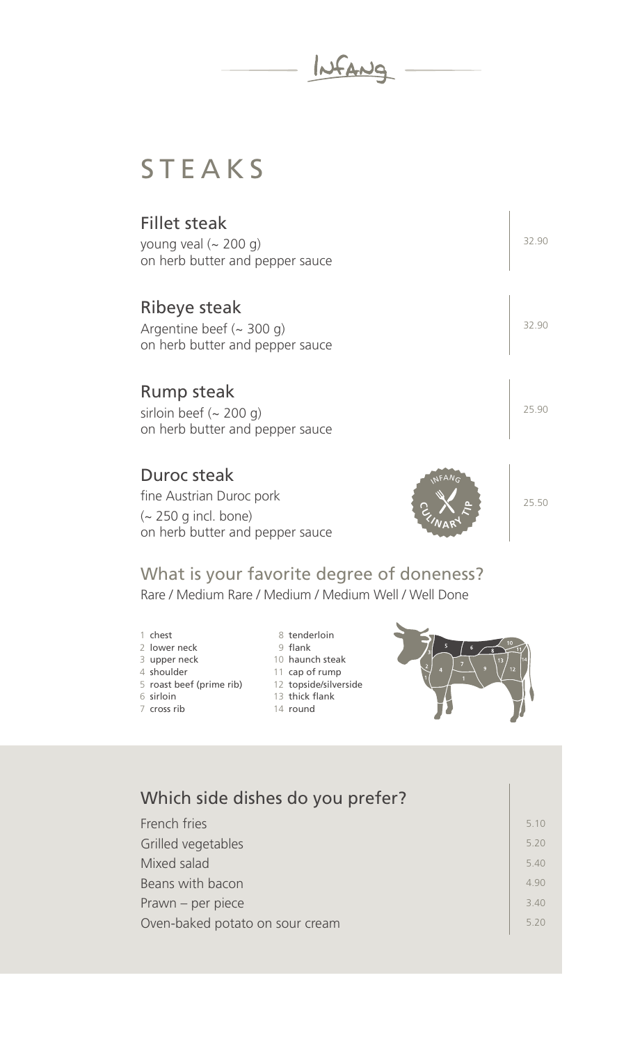INFANG

# STEAKS

## Fillet steak
young veal (~ 200 g)
on herb butter and pepper sauce

32.90

## Ribeye steak
Argentine beef (~ 300 g)
on herb butter and pepper sauce

32.90

## Rump steak
sirloin beef (~ 200 g)
on herb butter and pepper sauce

25.90

## Duroc steak
fine Austrian Duroc pork
(~ 250 g incl. bone)
on herb butter and pepper sauce

INFANG CULINARY TIP

25.50

## What is your favorite degree of doneness?
Rare / Medium Rare / Medium / Medium Well / Well Done

1. chest
2. lower neck
3. upper neck
4. shoulder
5. roast beef (prime rib)
6. sirloin
7. cross rib
8. tenderloin
9. flank
10. haunch steak
11. cap of rump
12. topside/silverside
13. thick flank
14. round

## Which side dishes do you prefer?

| | |
|---|---|
| French fries | 5.10 |
| Grilled vegetables | 5.20 |
| Mixed salad | 5.40 |
| Beans with bacon | 4.90 |
| Prawn – per piece | 3.40 |
| Oven-baked potato on sour cream | 5.20 |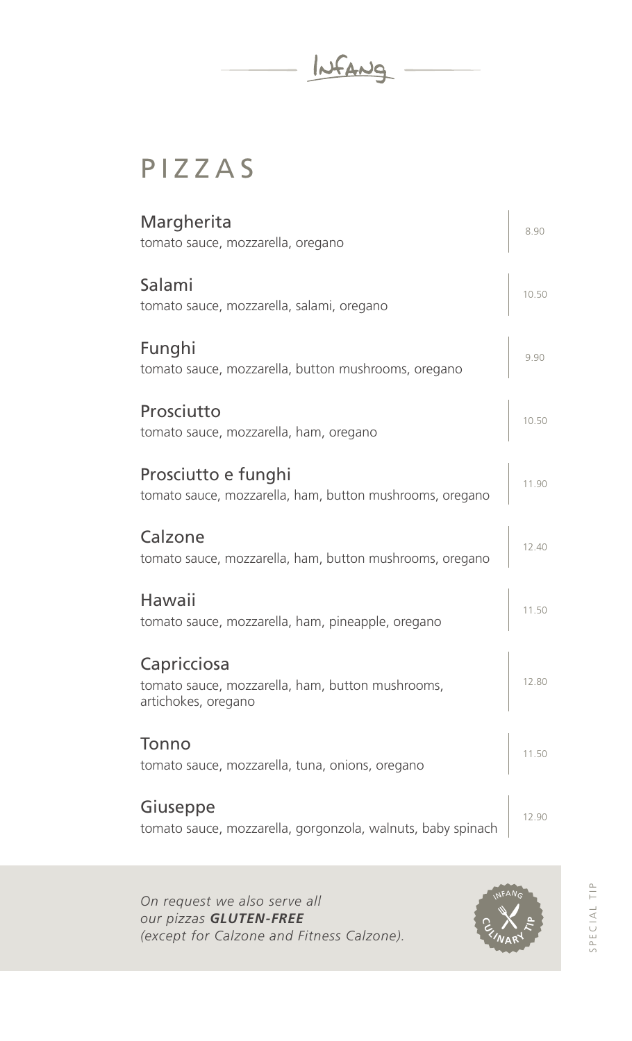Infang

# PIZZAS

| Pizza | Price |
|---|---|
| **Margherita**<br>tomato sauce, mozzarella, oregano | 8.90 |
| **Salami**<br>tomato sauce, mozzarella, salami, oregano | 10.50 |
| **Funghi**<br>tomato sauce, mozzarella, button mushrooms, oregano | 9.90 |
| **Prosciutto**<br>tomato sauce, mozzarella, ham, oregano | 10.50 |
| **Prosciutto e funghi**<br>tomato sauce, mozzarella, ham, button mushrooms, oregano | 11.90 |
| **Calzone**<br>tomato sauce, mozzarella, ham, button mushrooms, oregano | 12.40 |
| **Hawaii**<br>tomato sauce, mozzarella, ham, pineapple, oregano | 11.50 |
| **Capricciosa**<br>tomato sauce, mozzarella, ham, button mushrooms, artichokes, oregano | 12.80 |
| **Tonno**<br>tomato sauce, mozzarella, tuna, onions, oregano | 11.50 |
| **Giuseppe**<br>tomato sauce, mozzarella, gorgonzola, walnuts, baby spinach | 12.90 |

*On request we also serve all our pizzas* ***GLUTEN-FREE*** *(except for Calzone and Fitness Calzone).*

INFANG CULINARY TIP

SPECIAL TIP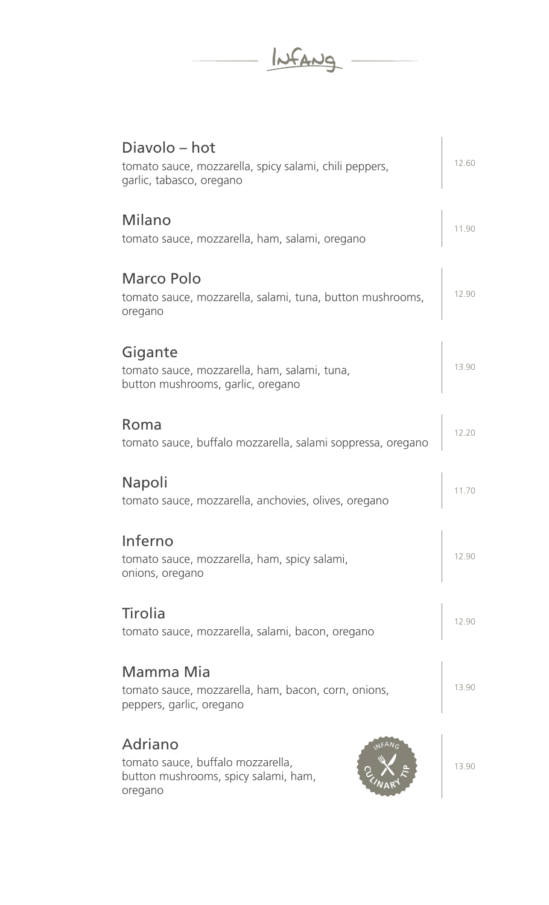Diavolo – hot
tomato sauce, mozzarella, spicy salami, chili peppers, garlic, tabasco, oregano
12.60

Milano
tomato sauce, mozzarella, ham, salami, oregano
11.90

Marco Polo
tomato sauce, mozzarella, salami, tuna, button mushrooms, oregano
12.90

Gigante
tomato sauce, mozzarella, ham, salami, tuna, button mushrooms, garlic, oregano
13.90

Roma
tomato sauce, buffalo mozzarella, salami soppressa, oregano
12.20

Napoli
tomato sauce, mozzarella, anchovies, olives, oregano
11.70

Inferno
tomato sauce, mozzarella, ham, spicy salami, onions, oregano
12.90

Tirolia
tomato sauce, mozzarella, salami, bacon, oregano
12.90

Mamma Mia
tomato sauce, mozzarella, ham, bacon, corn, onions, peppers, garlic, oregano
13.90

Adriano
tomato sauce, buffalo mozzarella, button mushrooms, spicy salami, ham, oregano
INFANG CULINARY TIP
13.90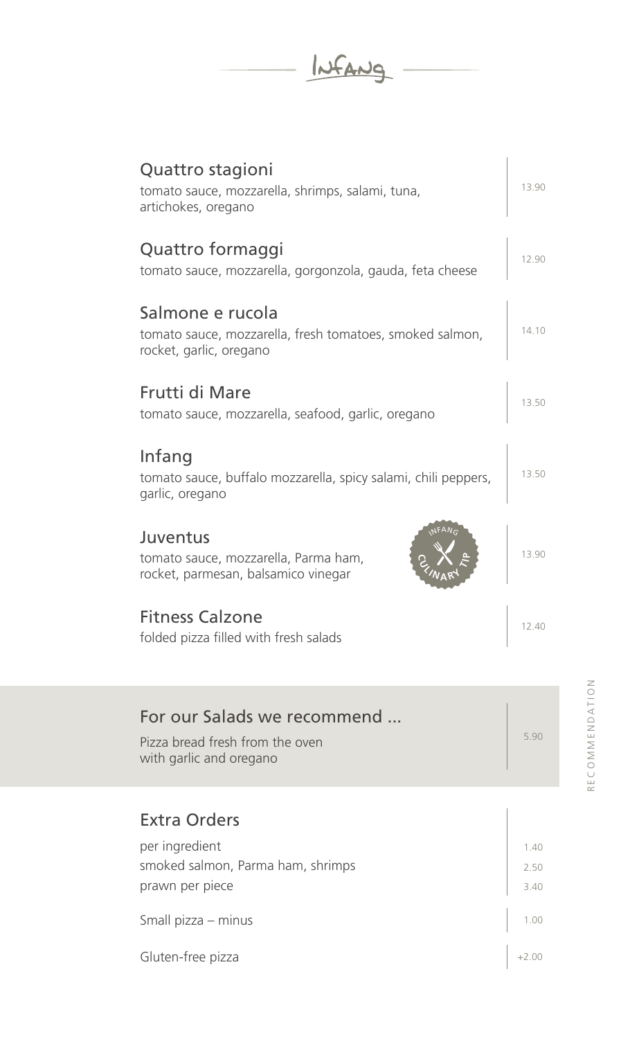# Infang

## Quattro stagioni

tomato sauce, mozzarella, shrimps, salami, tuna, artichokes, oregano

13.90

## Quattro formaggi

tomato sauce, mozzarella, gorgonzola, gauda, feta cheese

12.90

## Salmone e rucola

tomato sauce, mozzarella, fresh tomatoes, smoked salmon, rocket, garlic, oregano

14.10

## Frutti di Mare

tomato sauce, mozzarella, seafood, garlic, oregano

13.50

## Infang

tomato sauce, buffalo mozzarella, spicy salami, chili peppers, garlic, oregano

13.50

## Juventus

tomato sauce, mozzarella, Parma ham, rocket, parmesan, balsamico vinegar

INFANG CULINARY TIP

13.90

## Fitness Calzone

folded pizza filled with fresh salads

12.40

## For our Salads we recommend ...

Pizza bread fresh from the oven with garlic and oregano

5.90

RECOMMENDATION

## Extra Orders

| Item | Price |
|---|---|
| per ingredient | 1.40 |
| smoked salmon, Parma ham, shrimps | 2.50 |
| prawn per piece | 3.40 |
| Small pizza – minus | 1.00 |
| Gluten-free pizza | +2.00 |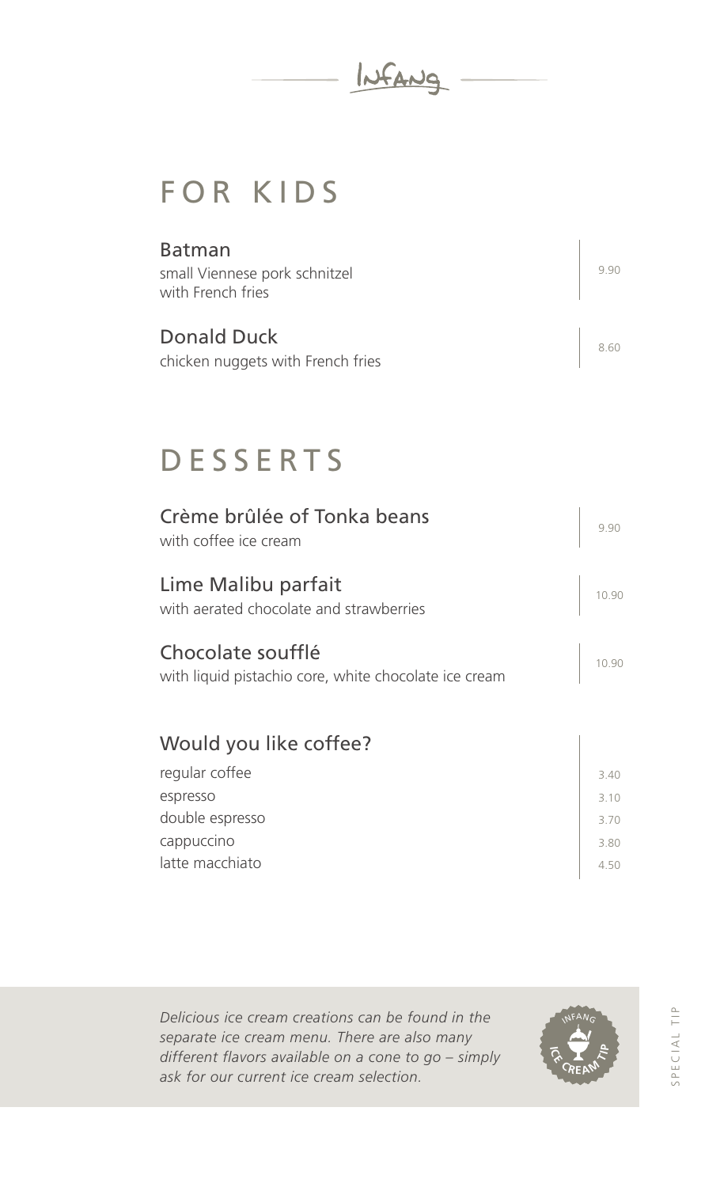# FOR KIDS

**Batman**
small Viennese pork schnitzel with French fries — 9.90

**Donald Duck**
chicken nuggets with French fries — 8.60

# DESSERTS

**Crème brûlée of Tonka beans**
with coffee ice cream — 9.90

**Lime Malibu parfait**
with aerated chocolate and strawberries — 10.90

**Chocolate soufflé**
with liquid pistachio core, white chocolate ice cream — 10.90

## Would you like coffee?

| | |
|---|---|
| regular coffee | 3.40 |
| espresso | 3.10 |
| double espresso | 3.70 |
| cappuccino | 3.80 |
| latte macchiato | 4.50 |

*Delicious ice cream creations can be found in the separate ice cream menu. There are also many different flavors available on a cone to go – simply ask for our current ice cream selection.*

INFANG ICE CREAM TIP

SPECIAL TIP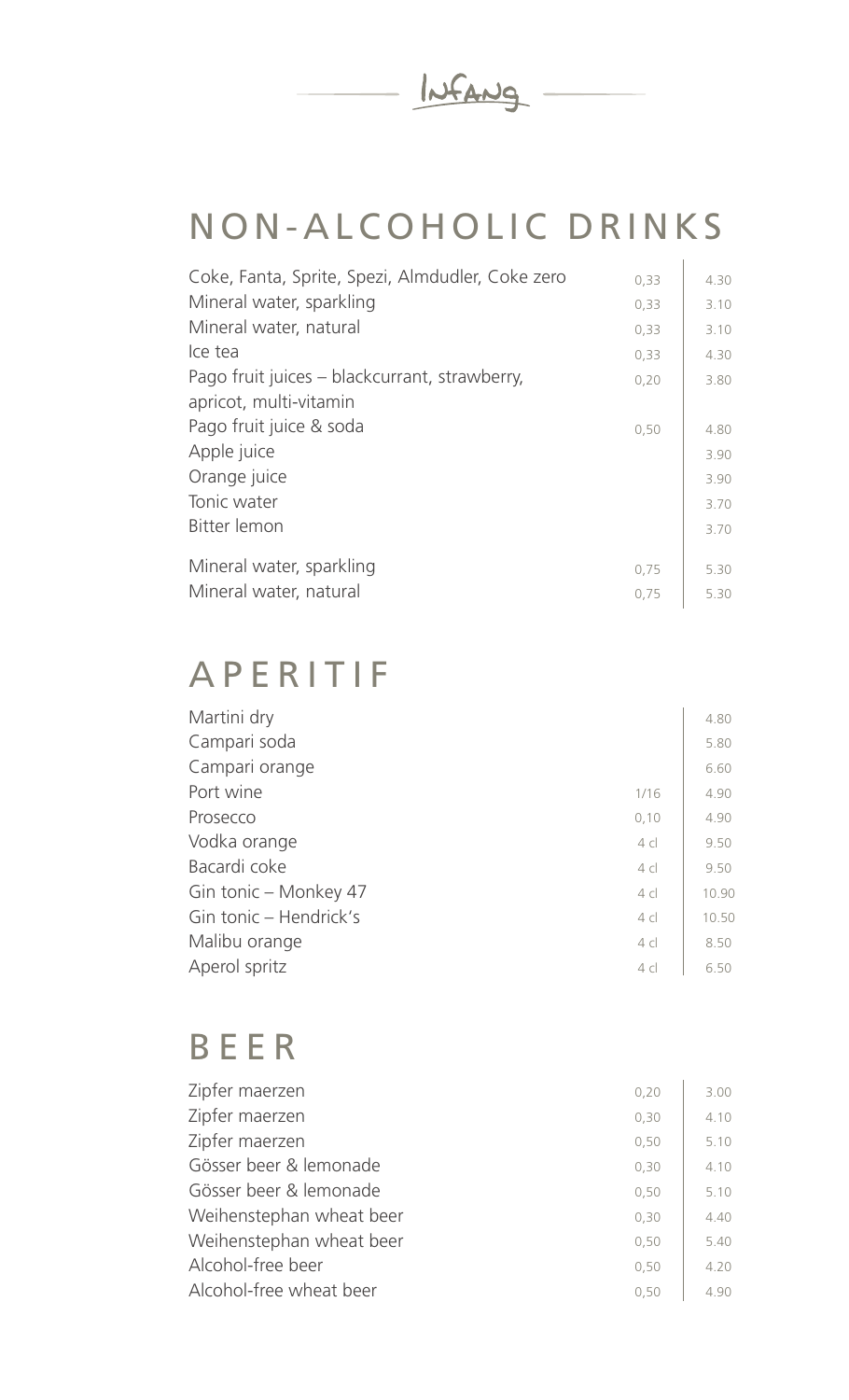Infang

# NON-ALCOHOLIC DRINKS

| | | |
|---|---|---|
| Coke, Fanta, Sprite, Spezi, Almdudler, Coke zero | 0,33 | 4.30 |
| Mineral water, sparkling | 0,33 | 3.10 |
| Mineral water, natural | 0,33 | 3.10 |
| Ice tea | 0,33 | 4.30 |
| Pago fruit juices – blackcurrant, strawberry, apricot, multi-vitamin | 0,20 | 3.80 |
| Pago fruit juice & soda | 0,50 | 4.80 |
| Apple juice | | 3.90 |
| Orange juice | | 3.90 |
| Tonic water | | 3.70 |
| Bitter lemon | | 3.70 |
| Mineral water, sparkling | 0,75 | 5.30 |
| Mineral water, natural | 0,75 | 5.30 |

# APERITIF

| | | |
|---|---|---|
| Martini dry | | 4.80 |
| Campari soda | | 5.80 |
| Campari orange | | 6.60 |
| Port wine | 1/16 | 4.90 |
| Prosecco | 0,10 | 4.90 |
| Vodka orange | 4 cl | 9.50 |
| Bacardi coke | 4 cl | 9.50 |
| Gin tonic – Monkey 47 | 4 cl | 10.90 |
| Gin tonic – Hendrick's | 4 cl | 10.50 |
| Malibu orange | 4 cl | 8.50 |
| Aperol spritz | 4 cl | 6.50 |

# BEER

| | | |
|---|---|---|
| Zipfer maerzen | 0,20 | 3.00 |
| Zipfer maerzen | 0,30 | 4.10 |
| Zipfer maerzen | 0,50 | 5.10 |
| Gösser beer & lemonade | 0,30 | 4.10 |
| Gösser beer & lemonade | 0,50 | 5.10 |
| Weihenstephan wheat beer | 0,30 | 4.40 |
| Weihenstephan wheat beer | 0,50 | 5.40 |
| Alcohol-free beer | 0,50 | 4.20 |
| Alcohol-free wheat beer | 0,50 | 4.90 |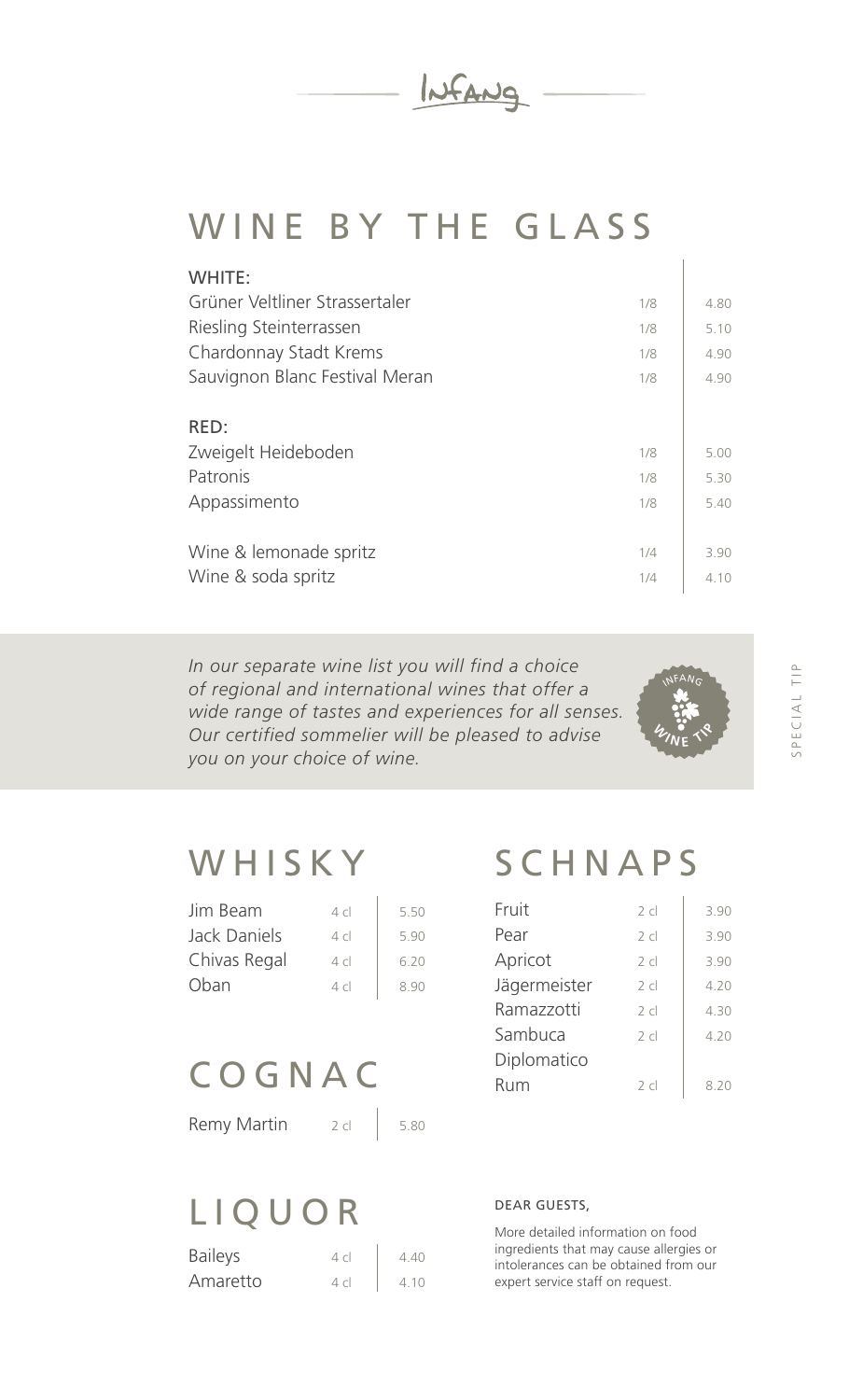Infang

# WINE BY THE GLASS

| | | |
|---|---|---|
| **WHITE:** | | |
| Grüner Veltliner Strassertaler | 1/8 | 4.80 |
| Riesling Steinterrassen | 1/8 | 5.10 |
| Chardonnay Stadt Krems | 1/8 | 4.90 |
| Sauvignon Blanc Festival Meran | 1/8 | 4.90 |
| **RED:** | | |
| Zweigelt Heideboden | 1/8 | 5.00 |
| Patronis | 1/8 | 5.30 |
| Appassimento | 1/8 | 5.40 |
| Wine & lemonade spritz | 1/4 | 3.90 |
| Wine & soda spritz | 1/4 | 4.10 |

*In our separate wine list you will find a choice of regional and international wines that offer a wide range of tastes and experiences for all senses. Our certified sommelier will be pleased to advise you on your choice of wine.*

INFANG WINE TIP

SPECIAL TIP

# WHISKY

| | | |
|---|---|---|
| Jim Beam | 4 cl | 5.50 |
| Jack Daniels | 4 cl | 5.90 |
| Chivas Regal | 4 cl | 6.20 |
| Oban | 4 cl | 8.90 |

# COGNAC

| | | |
|---|---|---|
| Remy Martin | 2 cl | 5.80 |

# LIQUOR

| | | |
|---|---|---|
| Baileys | 4 cl | 4.40 |
| Amaretto | 4 cl | 4.10 |

# SCHNAPS

| | | |
|---|---|---|
| Fruit | 2 cl | 3.90 |
| Pear | 2 cl | 3.90 |
| Apricot | 2 cl | 3.90 |
| Jägermeister | 2 cl | 4.20 |
| Ramazzotti | 2 cl | 4.30 |
| Sambuca | 2 cl | 4.20 |
| Diplomatico Rum | 2 cl | 8.20 |

DEAR GUESTS,

More detailed information on food ingredients that may cause allergies or intolerances can be obtained from our expert service staff on request.